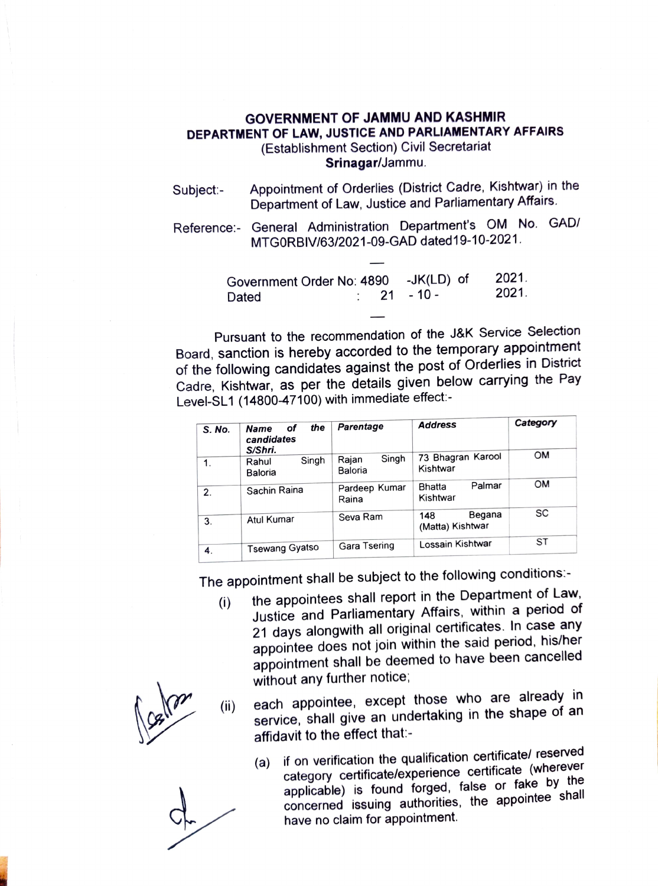**GOVERNMENT OF JAMMU AND KASHMIR**
**DEPARTMENT OF LAW, JUSTICE AND PARLIAMENTARY AFFAIRS**
(Establishment Section) Civil Secretariat
**Srinagar**/Jammu.

Subject:- Appointment of Orderlies (District Cadre, Kishtwar) in the Department of Law, Justice and Parliamentary Affairs.

Reference:- General Administration Department's OM No. GAD/ MTG0RBIV/63/2021-09-GAD dated19-10-2021.

Government Order No: 4890 -JK(LD) of 2021.
Dated : 21 - 10 - 2021.

Pursuant to the recommendation of the J&K Service Selection Board, sanction is hereby accorded to the temporary appointment of the following candidates against the post of Orderlies in District Cadre, Kishtwar, as per the details given below carrying the Pay Level-SL1 (14800-47100) with immediate effect:-

| *S. No.* | *Name of the candidates S/Shri.* | *Parentage* | *Address* | *Category* |
|---|---|---|---|---|
| 1. | Rahul Singh Baloria | Rajan Singh Baloria | 73 Bhagran Karool Kishtwar | OM |
| 2. | Sachin Raina | Pardeep Kumar Raina | Bhatta Palmar Kishtwar | OM |
| 3. | Atul Kumar | Seva Ram | 148 Begana (Matta) Kishtwar | SC |
| 4. | Tsewang Gyatso | Gara Tsering | Lossain Kishtwar | ST |

The appointment shall be subject to the following conditions:-

(i) the appointees shall report in the Department of Law, Justice and Parliamentary Affairs, within a period of 21 days alongwith all original certificates. In case any appointee does not join within the said period, his/her appointment shall be deemed to have been cancelled without any further notice;

(ii) each appointee, except those who are already in service, shall give an undertaking in the shape of an affidavit to the effect that:-

(a) if on verification the qualification certificate/ reserved category certificate/experience certificate (wherever applicable) is found forged, false or fake by the concerned issuing authorities, the appointee shall have no claim for appointment.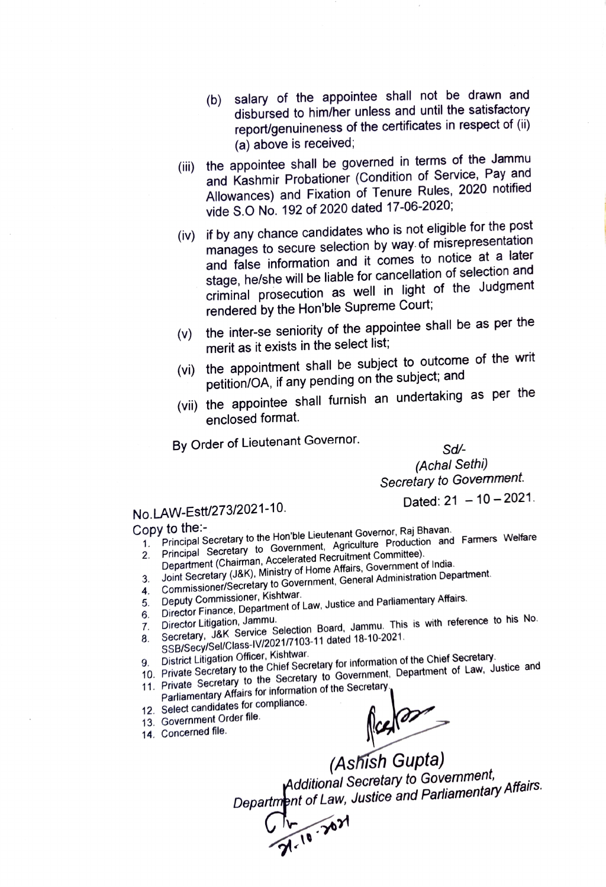(b) salary of the appointee shall not be drawn and disbursed to him/her unless and until the satisfactory report/genuineness of the certificates in respect of (ii) (a) above is received;

(iii) the appointee shall be governed in terms of the Jammu and Kashmir Probationer (Condition of Service, Pay and Allowances) and Fixation of Tenure Rules, 2020 notified vide S.O No. 192 of 2020 dated 17-06-2020;

(iv) if by any chance candidates who is not eligible for the post manages to secure selection by way of misrepresentation and false information and it comes to notice at a later stage, he/she will be liable for cancellation of selection and criminal prosecution as well in light of the Judgment rendered by the Hon'ble Supreme Court;

(v) the inter-se seniority of the appointee shall be as per the merit as it exists in the select list;

(vi) the appointment shall be subject to outcome of the writ petition/OA, if any pending on the subject; and

(vii) the appointee shall furnish an undertaking as per the enclosed format.

By Order of Lieutenant Governor.

*Sd/-*
*(Achal Sethi)*
*Secretary to Government.*

No.LAW-Estt/273/2021-10.

Dated: 21 – 10 – 2021.

Copy to the:-

1. Principal Secretary to the Hon'ble Lieutenant Governor, Raj Bhavan.
2. Principal Secretary to Government, Agriculture Production and Farmers Welfare Department (Chairman, Accelerated Recruitment Committee).
3. Joint Secretary (J&K), Ministry of Home Affairs, Government of India.
4. Commissioner/Secretary to Government, General Administration Department.
5. Deputy Commissioner, Kishtwar.
6. Director Finance, Department of Law, Justice and Parliamentary Affairs.
7. Director Litigation, Jammu.
8. Secretary, J&K Service Selection Board, Jammu. This is with reference to his No. SSB/Secy/Sel/Class-IV/2021/7103-11 dated 18-10-2021.
9. District Litigation Officer, Kishtwar.
10. Private Secretary to the Chief Secretary for information of the Chief Secretary.
11. Private Secretary to the Secretary to Government, Department of Law, Justice and Parliamentary Affairs for information of the Secretary.
12. Select candidates for compliance.
13. Government Order file.
14. Concerned file.

*(Ashish Gupta)*
*Additional Secretary to Government,*
*Department of Law, Justice and Parliamentary Affairs.*
21-10-2021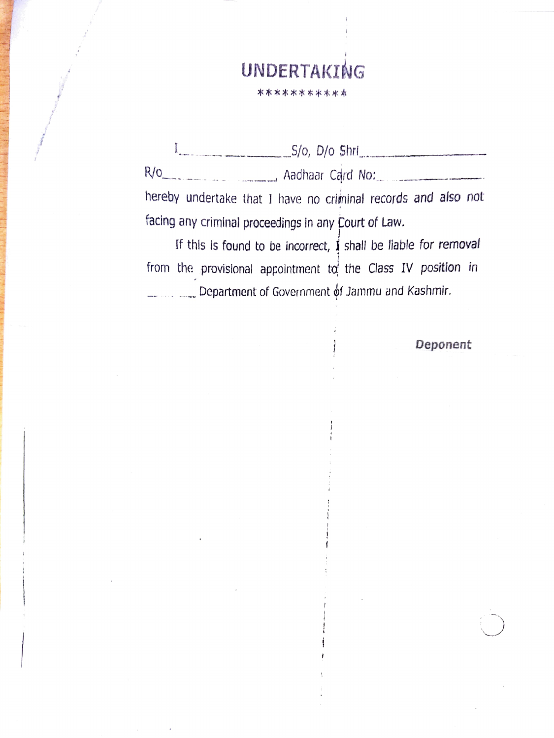# UNDERTAKING

***********

I_____________S/o, D/o Shri_______________
R/o_____________, Aadhaar Card No:_____________
hereby undertake that I have no criminal records and also not facing any criminal proceedings in any Court of Law.

If this is found to be incorrect, I shall be liable for removal from the provisional appointment to the Class IV position in ______ Department of Government of Jammu and Kashmir.

**Deponent**